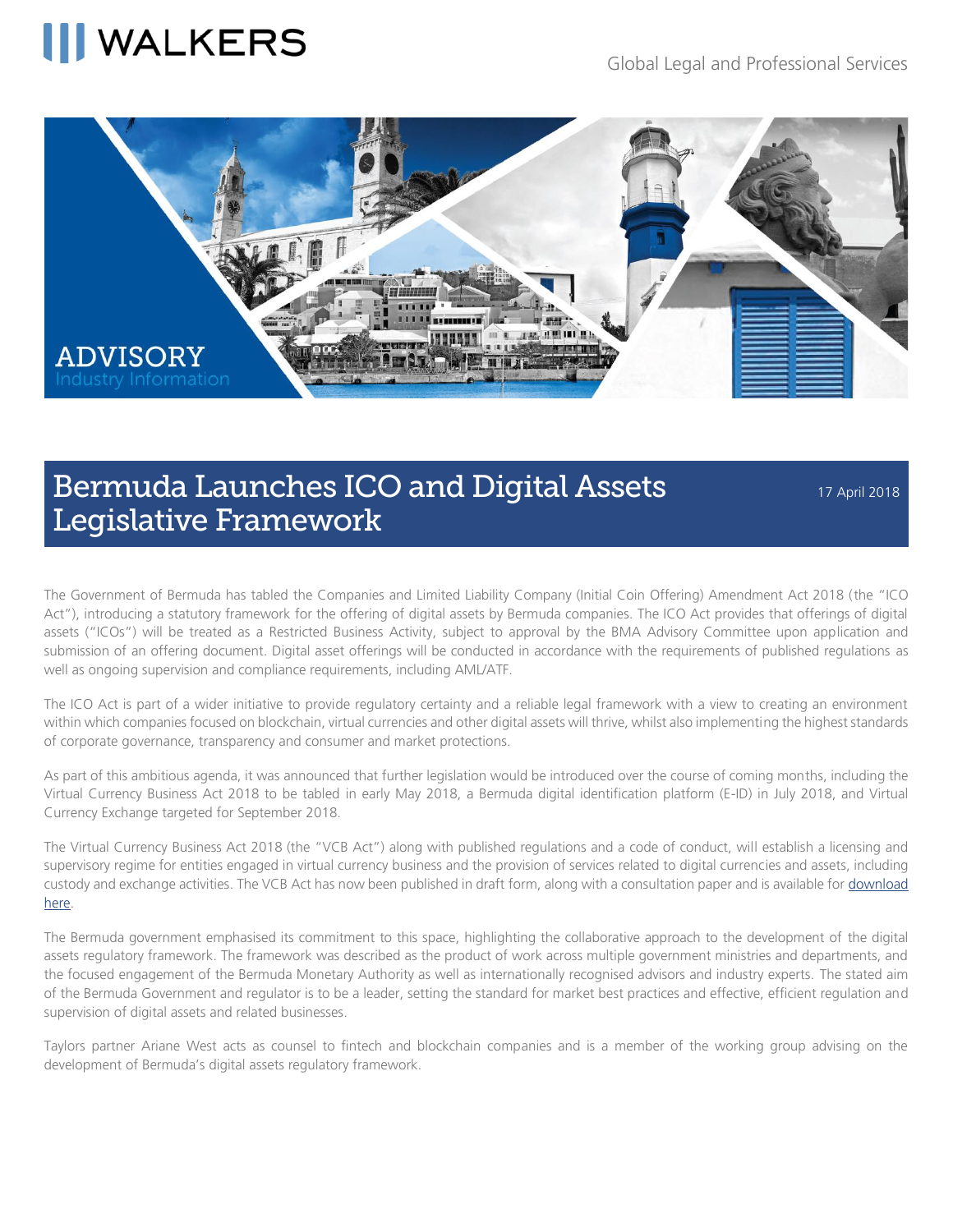# Bermuda Launches ICO and Digital Assets Legislative Framework

17 April 2018

The Government of Bermuda has tabled the Companies and Limited Liability Company (Initial Coin Offering) Amendment Act 2018 (the "ICO Act"), introducing a statutory framework for the offering of digital assets by Bermuda companies. The ICO Act provides that offerings of digital assets ("ICOs") will be treated as a Restricted Business Activity, subject to approval by the BMA Advisory Committee upon application and submission of an offering document. Digital asset offerings will be conducted in accordance with the requirements of published regulations as well as ongoing supervision and compliance requirements, including AML/ATF.

The ICO Act is part of a wider initiative to provide regulatory certainty and a reliable legal framework with a view to creating an environment within which companies focused on blockchain, virtual currencies and other digital assets will thrive, whilst also implementing the highest standards of corporate governance, transparency and consumer and market protections.

As part of this ambitious agenda, it was announced that further legislation would be introduced over the course of coming months, including the Virtual Currency Business Act 2018 to be tabled in early May 2018, a Bermuda digital identification platform (E-ID) in July 2018, and Virtual Currency Exchange targeted for September 2018.

The Virtual Currency Business Act 2018 (the "VCB Act") along with published regulations and a code of conduct, will establish a licensing and supervisory regime for entities engaged in virtual currency business and the provision of services related to digital currencies and assets, including custody and exchange activities. The VCB Act has now been published in draft form, along with a consultation paper and is available for download here.

The Bermuda government emphasised its commitment to this space, highlighting the collaborative approach to the development of the digital assets regulatory framework. The framework was described as the product of work across multiple government ministries and departments, and the focused engagement of the Bermuda Monetary Authority as well as internationally recognised advisors and industry experts. The stated aim of the Bermuda Government and regulator is to be a leader, setting the standard for market best practices and effective, efficient regulation and supervision of digital assets and related businesses.

Taylors partner Ariane West acts as counsel to fintech and blockchain companies and is a member of the working group advising on the development of Bermuda's digital assets regulatory framework.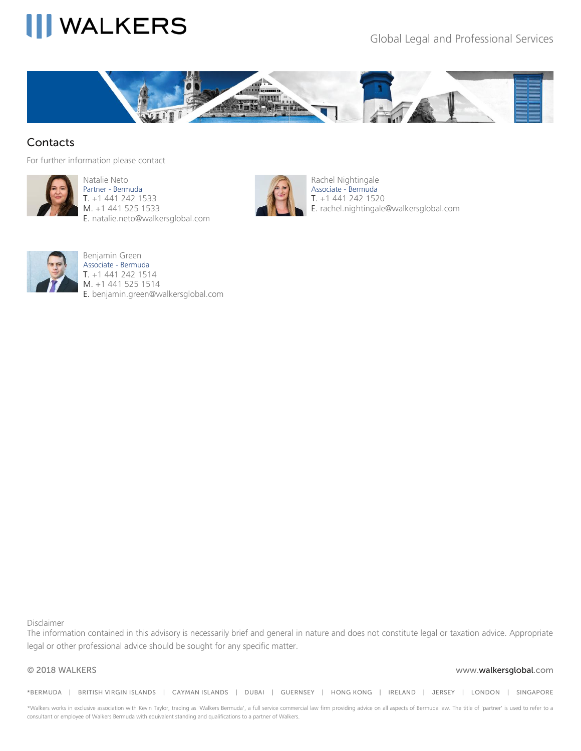## Contacts

For further information please contact

Natalie Neto
Partner - Bermuda
T. +1 441 242 1533
M. +1 441 525 1533
E. natalie.neto@walkersglobal.com

Rachel Nightingale
Associate - Bermuda
T. +1 441 242 1520
E. rachel.nightingale@walkersglobal.com

Benjamin Green
Associate - Bermuda
T. +1 441 242 1514
M. +1 441 525 1514
E. benjamin.green@walkersglobal.com

Disclaimer
The information contained in this advisory is necessarily brief and general in nature and does not constitute legal or taxation advice. Appropriate legal or other professional advice should be sought for any specific matter.

© 2018 WALKERS

www.walkersglobal.com

*BERMUDA | BRITISH VIRGIN ISLANDS | CAYMAN ISLANDS | DUBAI | GUERNSEY | HONG KONG | IRELAND | JERSEY | LONDON | SINGAPORE

*Walkers works in exclusive association with Kevin Taylor, trading as 'Walkers Bermuda', a full service commercial law firm providing advice on all aspects of Bermuda law. The title of 'partner' is used to refer to a consultant or employee of Walkers Bermuda with equivalent standing and qualifications to a partner of Walkers.